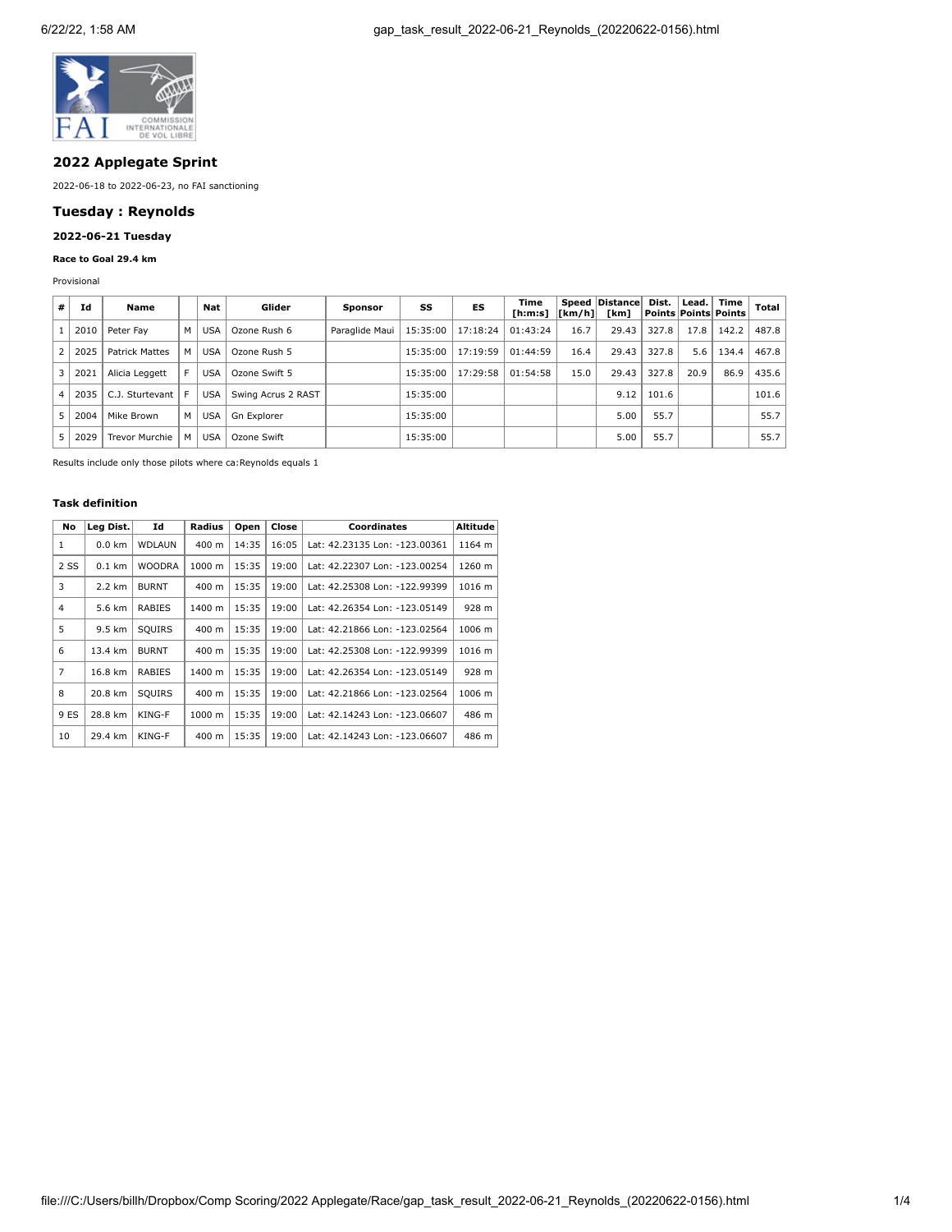## 2022 Applegate Sprint

2022-06-18 to 2022-06-23, no FAI sanctioning

## Tuesday : Reynolds

### 2022-06-21 Tuesday

**Race to Goal 29.4 km**

Provisional

| # | Id | Name | | Nat | Glider | Sponsor | SS | ES | Time [h:m:s] | Speed [km/h] | Distance [km] | Dist. Points | Lead. Points | Time Points | Total |
|---|---|---|---|---|---|---|---|---|---|---|---|---|---|---|---|
| 1 | 2010 | Peter Fay | M | USA | Ozone Rush 6 | Paraglide Maui | 15:35:00 | 17:18:24 | 01:43:24 | 16.7 | 29.43 | 327.8 | 17.8 | 142.2 | 487.8 |
| 2 | 2025 | Patrick Mattes | M | USA | Ozone Rush 5 | | 15:35:00 | 17:19:59 | 01:44:59 | 16.4 | 29.43 | 327.8 | 5.6 | 134.4 | 467.8 |
| 3 | 2021 | Alicia Leggett | F | USA | Ozone Swift 5 | | 15:35:00 | 17:29:58 | 01:54:58 | 15.0 | 29.43 | 327.8 | 20.9 | 86.9 | 435.6 |
| 4 | 2035 | C.J. Sturtevant | F | USA | Swing Acrus 2 RAST | | 15:35:00 | | | | 9.12 | 101.6 | | | 101.6 |
| 5 | 2004 | Mike Brown | M | USA | Gn Explorer | | 15:35:00 | | | | 5.00 | 55.7 | | | 55.7 |
| 5 | 2029 | Trevor Murchie | M | USA | Ozone Swift | | 15:35:00 | | | | 5.00 | 55.7 | | | 55.7 |

Results include only those pilots where ca:Reynolds equals 1

#### Task definition

| No | Leg Dist. | Id | Radius | Open | Close | Coordinates | Altitude |
|---|---|---|---|---|---|---|---|
| 1 | 0.0 km | WDLAUN | 400 m | 14:35 | 16:05 | Lat: 42.23135 Lon: -123.00361 | 1164 m |
| 2 SS | 0.1 km | WOODRA | 1000 m | 15:35 | 19:00 | Lat: 42.22307 Lon: -123.00254 | 1260 m |
| 3 | 2.2 km | BURNT | 400 m | 15:35 | 19:00 | Lat: 42.25308 Lon: -122.99399 | 1016 m |
| 4 | 5.6 km | RABIES | 1400 m | 15:35 | 19:00 | Lat: 42.26354 Lon: -123.05149 | 928 m |
| 5 | 9.5 km | SQUIRS | 400 m | 15:35 | 19:00 | Lat: 42.21866 Lon: -123.02564 | 1006 m |
| 6 | 13.4 km | BURNT | 400 m | 15:35 | 19:00 | Lat: 42.25308 Lon: -122.99399 | 1016 m |
| 7 | 16.8 km | RABIES | 1400 m | 15:35 | 19:00 | Lat: 42.26354 Lon: -123.05149 | 928 m |
| 8 | 20.8 km | SQUIRS | 400 m | 15:35 | 19:00 | Lat: 42.21866 Lon: -123.02564 | 1006 m |
| 9 ES | 28.8 km | KING-F | 1000 m | 15:35 | 19:00 | Lat: 42.14243 Lon: -123.06607 | 486 m |
| 10 | 29.4 km | KING-F | 400 m | 15:35 | 19:00 | Lat: 42.14243 Lon: -123.06607 | 486 m |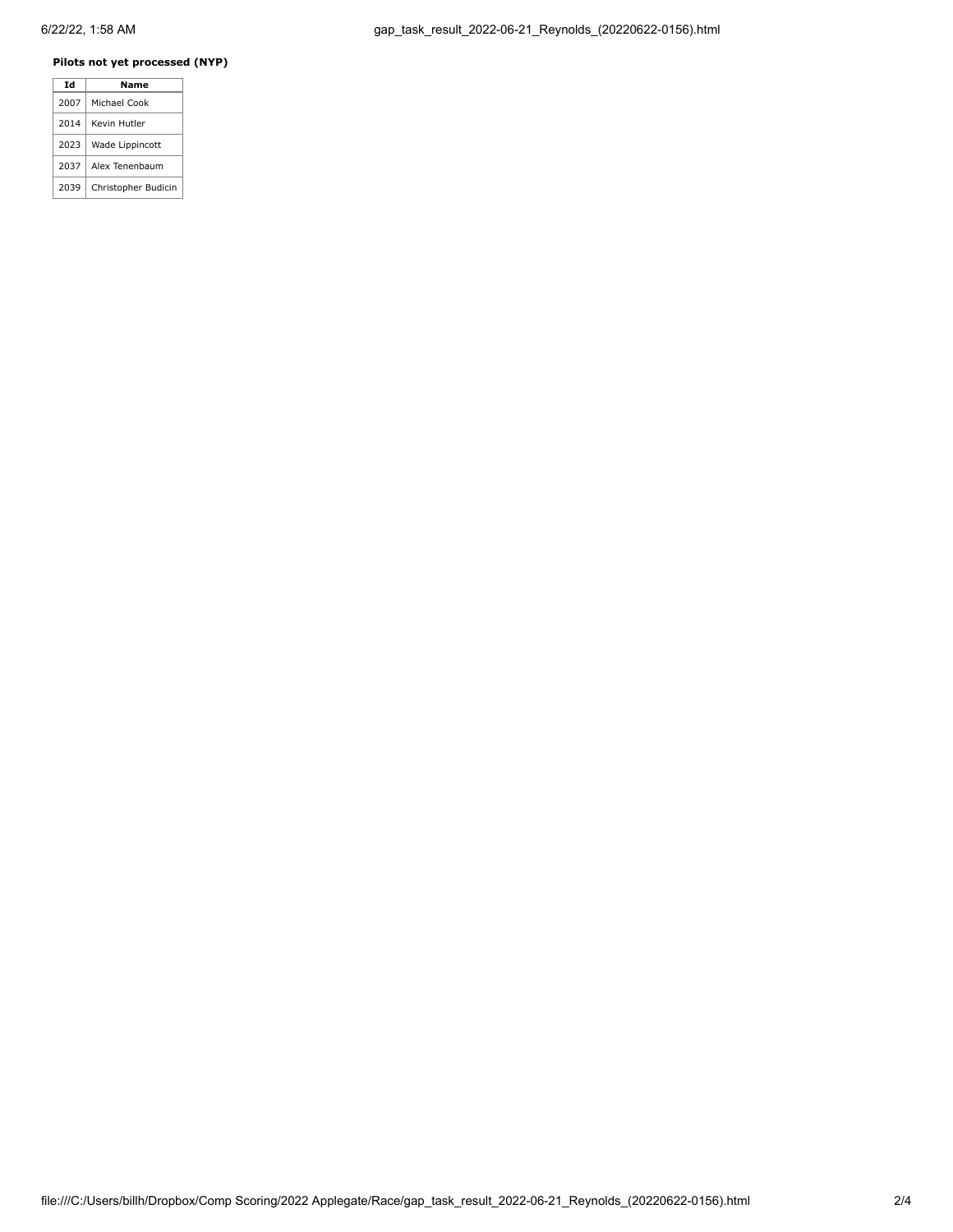**Pilots not yet processed (NYP)**

| Id | Name |
| --- | --- |
| 2007 | Michael Cook |
| 2014 | Kevin Hutler |
| 2023 | Wade Lippincott |
| 2037 | Alex Tenenbaum |
| 2039 | Christopher Budicin |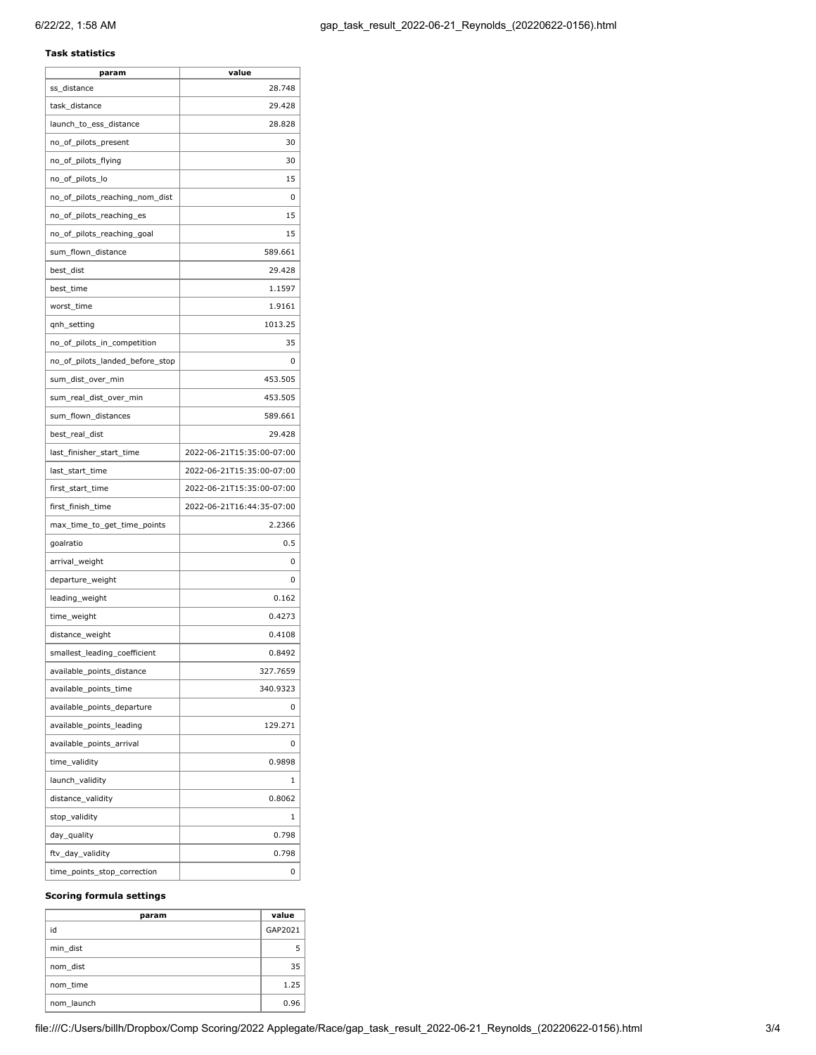### Task statistics

| param | value |
| --- | --- |
| ss_distance | 28.748 |
| task_distance | 29.428 |
| launch_to_ess_distance | 28.828 |
| no_of_pilots_present | 30 |
| no_of_pilots_flying | 30 |
| no_of_pilots_lo | 15 |
| no_of_pilots_reaching_nom_dist | 0 |
| no_of_pilots_reaching_es | 15 |
| no_of_pilots_reaching_goal | 15 |
| sum_flown_distance | 589.661 |
| best_dist | 29.428 |
| best_time | 1.1597 |
| worst_time | 1.9161 |
| qnh_setting | 1013.25 |
| no_of_pilots_in_competition | 35 |
| no_of_pilots_landed_before_stop | 0 |
| sum_dist_over_min | 453.505 |
| sum_real_dist_over_min | 453.505 |
| sum_flown_distances | 589.661 |
| best_real_dist | 29.428 |
| last_finisher_start_time | 2022-06-21T15:35:00-07:00 |
| last_start_time | 2022-06-21T15:35:00-07:00 |
| first_start_time | 2022-06-21T15:35:00-07:00 |
| first_finish_time | 2022-06-21T16:44:35-07:00 |
| max_time_to_get_time_points | 2.2366 |
| goalratio | 0.5 |
| arrival_weight | 0 |
| departure_weight | 0 |
| leading_weight | 0.162 |
| time_weight | 0.4273 |
| distance_weight | 0.4108 |
| smallest_leading_coefficient | 0.8492 |
| available_points_distance | 327.7659 |
| available_points_time | 340.9323 |
| available_points_departure | 0 |
| available_points_leading | 129.271 |
| available_points_arrival | 0 |
| time_validity | 0.9898 |
| launch_validity | 1 |
| distance_validity | 0.8062 |
| stop_validity | 1 |
| day_quality | 0.798 |
| ftv_day_validity | 0.798 |
| time_points_stop_correction | 0 |

### Scoring formula settings

| param | value |
| --- | --- |
| id | GAP2021 |
| min_dist | 5 |
| nom_dist | 35 |
| nom_time | 1.25 |
| nom_launch | 0.96 |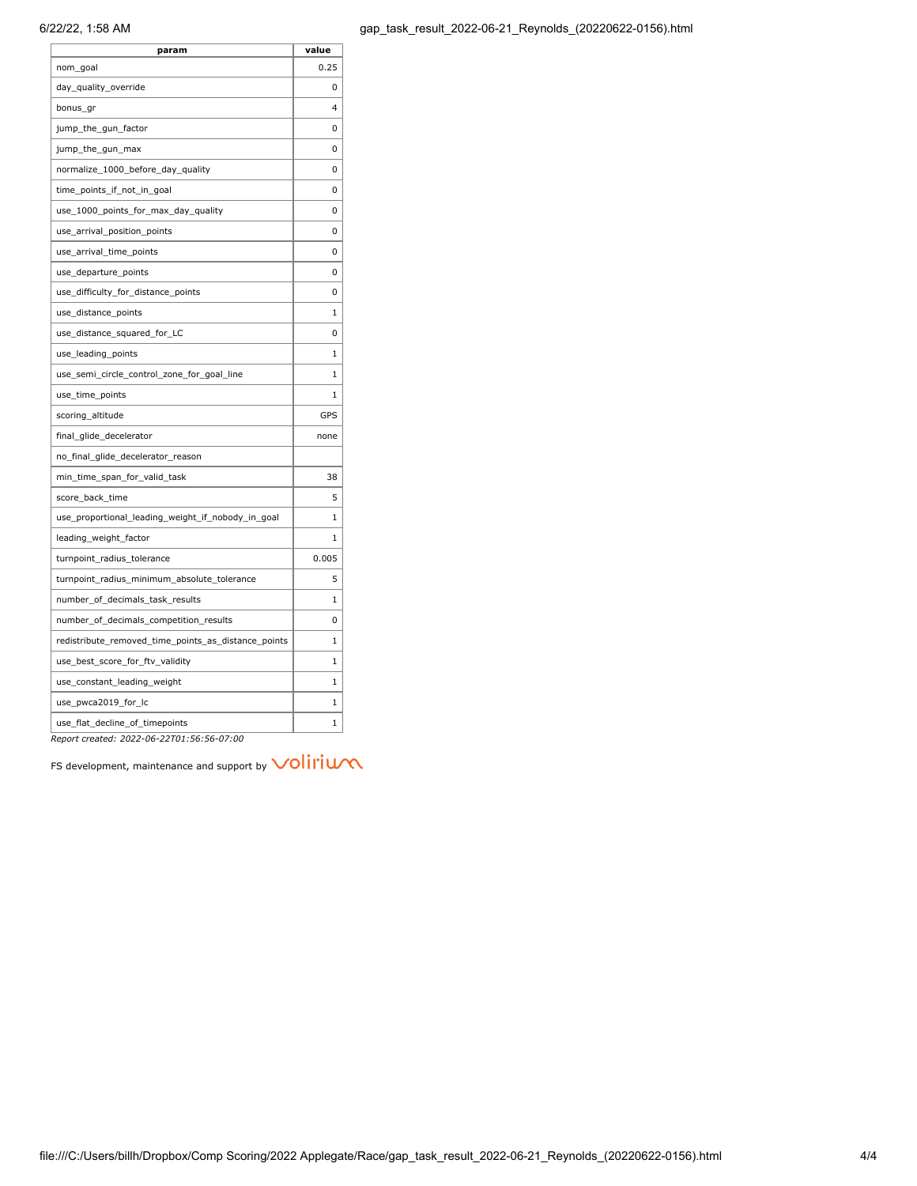| param | value |
|---|---|
| nom_goal | 0.25 |
| day_quality_override | 0 |
| bonus_gr | 4 |
| jump_the_gun_factor | 0 |
| jump_the_gun_max | 0 |
| normalize_1000_before_day_quality | 0 |
| time_points_if_not_in_goal | 0 |
| use_1000_points_for_max_day_quality | 0 |
| use_arrival_position_points | 0 |
| use_arrival_time_points | 0 |
| use_departure_points | 0 |
| use_difficulty_for_distance_points | 0 |
| use_distance_points | 1 |
| use_distance_squared_for_LC | 0 |
| use_leading_points | 1 |
| use_semi_circle_control_zone_for_goal_line | 1 |
| use_time_points | 1 |
| scoring_altitude | GPS |
| final_glide_decelerator | none |
| no_final_glide_decelerator_reason | |
| min_time_span_for_valid_task | 38 |
| score_back_time | 5 |
| use_proportional_leading_weight_if_nobody_in_goal | 1 |
| leading_weight_factor | 1 |
| turnpoint_radius_tolerance | 0.005 |
| turnpoint_radius_minimum_absolute_tolerance | 5 |
| number_of_decimals_task_results | 1 |
| number_of_decimals_competition_results | 0 |
| redistribute_removed_time_points_as_distance_points | 1 |
| use_best_score_for_ftv_validity | 1 |
| use_constant_leading_weight | 1 |
| use_pwca2019_for_lc | 1 |
| use_flat_decline_of_timepoints | 1 |

*Report created: 2022-06-22T01:56:56-07:00*

FS development, maintenance and support by volirium